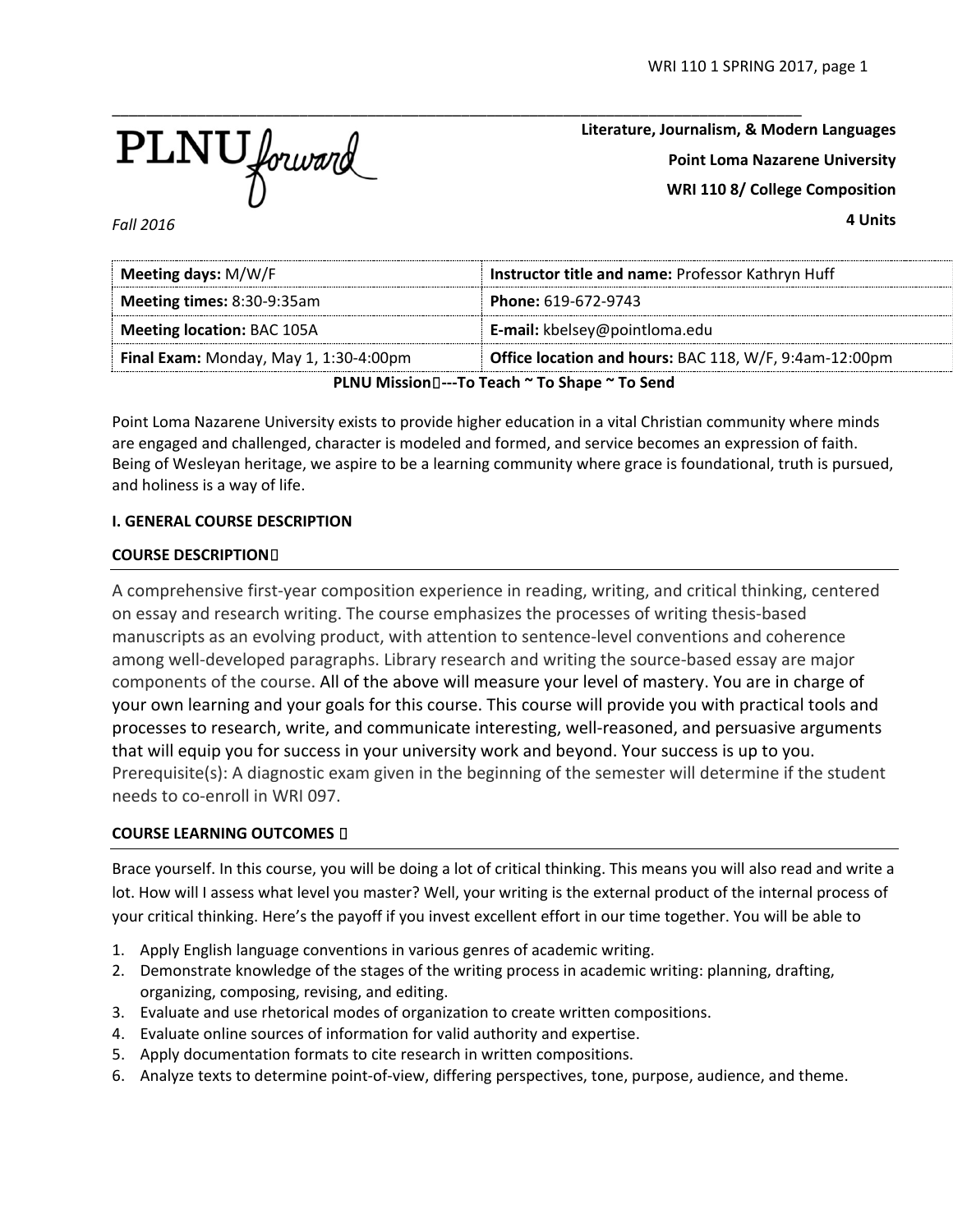PLNU forward

*Fall 2016*

**Literature, Journalism, & Modern Languages**

**Point Loma Nazarene University**

**WRI 110 8/ College Composition**

**4 Units**

| **Meeting days:** M/W/F | **Instructor title and name:** Professor Kathryn Huff |
|---|---|
| **Meeting times:** 8:30-9:35am | **Phone:** 619-672-9743 |
| **Meeting location:** BAC 105A | **E-mail:** kbelsey@pointloma.edu |
| **Final Exam:** Monday, May 1, 1:30-4:00pm | **Office location and hours:** BAC 118, W/F, 9:4am-12:00pm |

**PLNU Mission---To Teach ~ To Shape ~ To Send**

Point Loma Nazarene University exists to provide higher education in a vital Christian community where minds are engaged and challenged, character is modeled and formed, and service becomes an expression of faith. Being of Wesleyan heritage, we aspire to be a learning community where grace is foundational, truth is pursued, and holiness is a way of life.

## I. GENERAL COURSE DESCRIPTION

### COURSE DESCRIPTION

A comprehensive first-year composition experience in reading, writing, and critical thinking, centered on essay and research writing. The course emphasizes the processes of writing thesis-based manuscripts as an evolving product, with attention to sentence-level conventions and coherence among well-developed paragraphs. Library research and writing the source-based essay are major components of the course. All of the above will measure your level of mastery. You are in charge of your own learning and your goals for this course. This course will provide you with practical tools and processes to research, write, and communicate interesting, well-reasoned, and persuasive arguments that will equip you for success in your university work and beyond. Your success is up to you. Prerequisite(s): A diagnostic exam given in the beginning of the semester will determine if the student needs to co-enroll in WRI 097.

### COURSE LEARNING OUTCOMES

Brace yourself. In this course, you will be doing a lot of critical thinking. This means you will also read and write a lot. How will I assess what level you master? Well, your writing is the external product of the internal process of your critical thinking. Here's the payoff if you invest excellent effort in our time together. You will be able to

1. Apply English language conventions in various genres of academic writing.
2. Demonstrate knowledge of the stages of the writing process in academic writing: planning, drafting, organizing, composing, revising, and editing.
3. Evaluate and use rhetorical modes of organization to create written compositions.
4. Evaluate online sources of information for valid authority and expertise.
5. Apply documentation formats to cite research in written compositions.
6. Analyze texts to determine point-of-view, differing perspectives, tone, purpose, audience, and theme.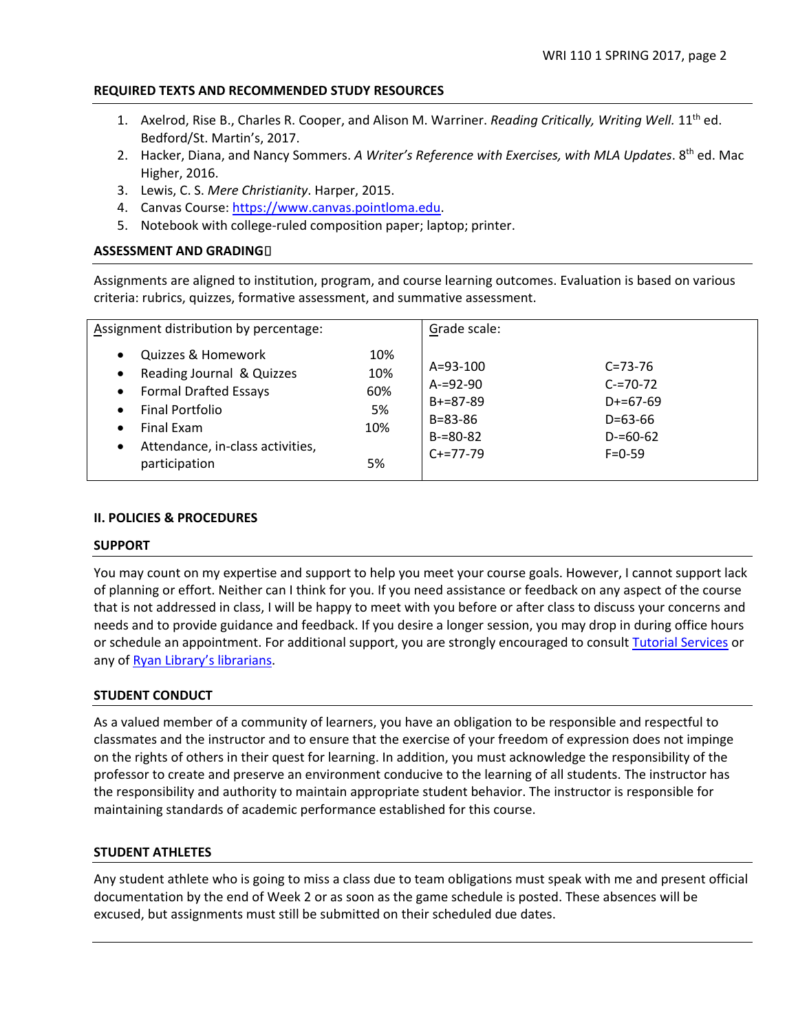## REQUIRED TEXTS AND RECOMMENDED STUDY RESOURCES

1. Axelrod, Rise B., Charles R. Cooper, and Alison M. Warriner. *Reading Critically, Writing Well.* 11th ed. Bedford/St. Martin's, 2017.
2. Hacker, Diana, and Nancy Sommers. *A Writer's Reference with Exercises, with MLA Updates*. 8th ed. Mac Higher, 2016.
3. Lewis, C. S. *Mere Christianity*. Harper, 2015.
4. Canvas Course: https://www.canvas.pointloma.edu.
5. Notebook with college-ruled composition paper; laptop; printer.

## ASSESSMENT AND GRADING

Assignments are aligned to institution, program, and course learning outcomes. Evaluation is based on various criteria: rubrics, quizzes, formative assessment, and summative assessment.

| Assignment distribution by percentage: | | Grade scale: | |
|---|---|---|---|
| • Quizzes & Homework | 10% | A=93-100 | C=73-76 |
| • Reading Journal & Quizzes | 10% | A-=92-90 | C-=70-72 |
| • Formal Drafted Essays | 60% | B+=87-89 | D+=67-69 |
| • Final Portfolio | 5% | B=83-86 | D=63-66 |
| • Final Exam | 10% | B-=80-82 | D-=60-62 |
| • Attendance, in-class activities, participation | 5% | C+=77-79 | F=0-59 |

## II. POLICIES & PROCEDURES

### SUPPORT

You may count on my expertise and support to help you meet your course goals. However, I cannot support lack of planning or effort. Neither can I think for you. If you need assistance or feedback on any aspect of the course that is not addressed in class, I will be happy to meet with you before or after class to discuss your concerns and needs and to provide guidance and feedback. If you desire a longer session, you may drop in during office hours or schedule an appointment. For additional support, you are strongly encouraged to consult Tutorial Services or any of Ryan Library's librarians.

### STUDENT CONDUCT

As a valued member of a community of learners, you have an obligation to be responsible and respectful to classmates and the instructor and to ensure that the exercise of your freedom of expression does not impinge on the rights of others in their quest for learning. In addition, you must acknowledge the responsibility of the professor to create and preserve an environment conducive to the learning of all students. The instructor has the responsibility and authority to maintain appropriate student behavior. The instructor is responsible for maintaining standards of academic performance established for this course.

### STUDENT ATHLETES

Any student athlete who is going to miss a class due to team obligations must speak with me and present official documentation by the end of Week 2 or as soon as the game schedule is posted. These absences will be excused, but assignments must still be submitted on their scheduled due dates.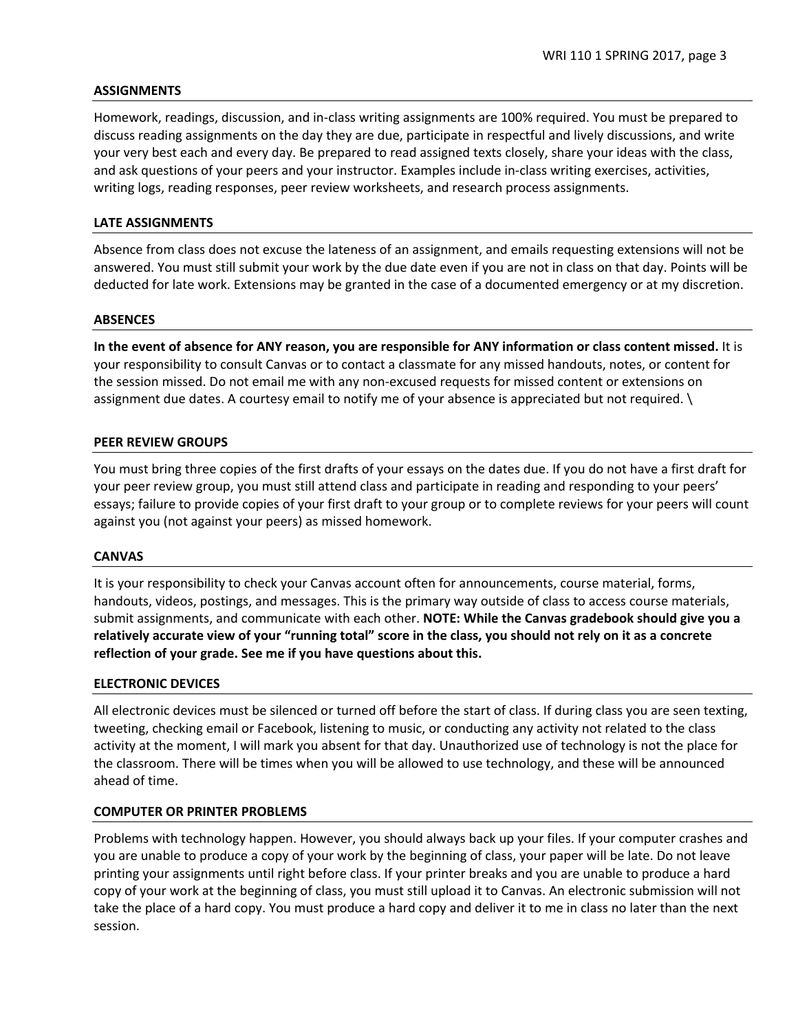## ASSIGNMENTS

Homework, readings, discussion, and in-class writing assignments are 100% required. You must be prepared to discuss reading assignments on the day they are due, participate in respectful and lively discussions, and write your very best each and every day. Be prepared to read assigned texts closely, share your ideas with the class, and ask questions of your peers and your instructor. Examples include in-class writing exercises, activities, writing logs, reading responses, peer review worksheets, and research process assignments.

## LATE ASSIGNMENTS

Absence from class does not excuse the lateness of an assignment, and emails requesting extensions will not be answered. You must still submit your work by the due date even if you are not in class on that day. Points will be deducted for late work. Extensions may be granted in the case of a documented emergency or at my discretion.

## ABSENCES

**In the event of absence for ANY reason, you are responsible for ANY information or class content missed.** It is your responsibility to consult Canvas or to contact a classmate for any missed handouts, notes, or content for the session missed. Do not email me with any non-excused requests for missed content or extensions on assignment due dates. A courtesy email to notify me of your absence is appreciated but not required. \

## PEER REVIEW GROUPS

You must bring three copies of the first drafts of your essays on the dates due. If you do not have a first draft for your peer review group, you must still attend class and participate in reading and responding to your peers' essays; failure to provide copies of your first draft to your group or to complete reviews for your peers will count against you (not against your peers) as missed homework.

## CANVAS

It is your responsibility to check your Canvas account often for announcements, course material, forms, handouts, videos, postings, and messages. This is the primary way outside of class to access course materials, submit assignments, and communicate with each other. **NOTE: While the Canvas gradebook should give you a relatively accurate view of your "running total" score in the class, you should not rely on it as a concrete reflection of your grade. See me if you have questions about this.**

## ELECTRONIC DEVICES

All electronic devices must be silenced or turned off before the start of class. If during class you are seen texting, tweeting, checking email or Facebook, listening to music, or conducting any activity not related to the class activity at the moment, I will mark you absent for that day. Unauthorized use of technology is not the place for the classroom. There will be times when you will be allowed to use technology, and these will be announced ahead of time.

## COMPUTER OR PRINTER PROBLEMS

Problems with technology happen. However, you should always back up your files. If your computer crashes and you are unable to produce a copy of your work by the beginning of class, your paper will be late. Do not leave printing your assignments until right before class. If your printer breaks and you are unable to produce a hard copy of your work at the beginning of class, you must still upload it to Canvas. An electronic submission will not take the place of a hard copy. You must produce a hard copy and deliver it to me in class no later than the next session.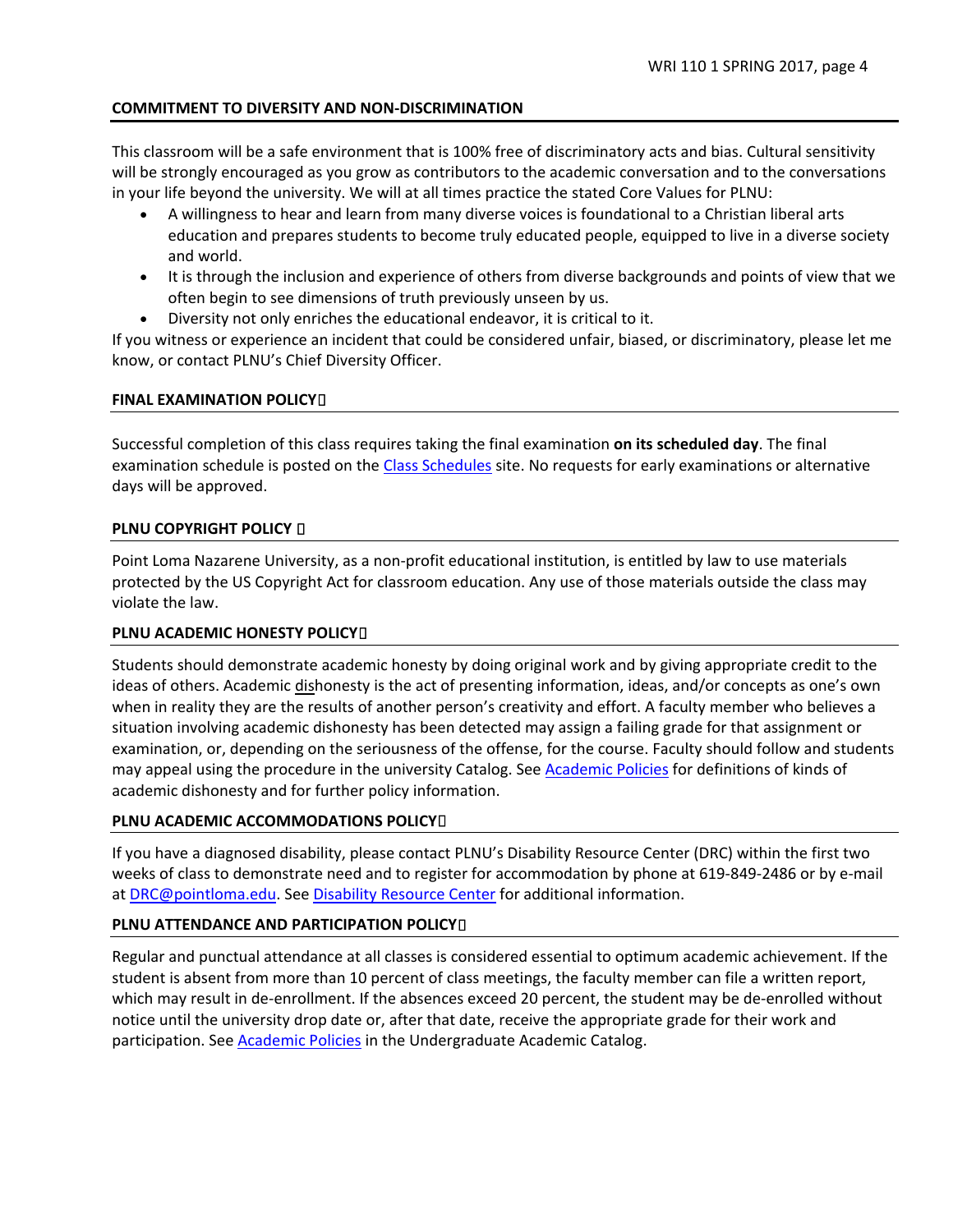## COMMITMENT TO DIVERSITY AND NON-DISCRIMINATION

This classroom will be a safe environment that is 100% free of discriminatory acts and bias. Cultural sensitivity will be strongly encouraged as you grow as contributors to the academic conversation and to the conversations in your life beyond the university. We will at all times practice the stated Core Values for PLNU:

- A willingness to hear and learn from many diverse voices is foundational to a Christian liberal arts education and prepares students to become truly educated people, equipped to live in a diverse society and world.
- It is through the inclusion and experience of others from diverse backgrounds and points of view that we often begin to see dimensions of truth previously unseen by us.
- Diversity not only enriches the educational endeavor, it is critical to it.

If you witness or experience an incident that could be considered unfair, biased, or discriminatory, please let me know, or contact PLNU's Chief Diversity Officer.

## FINAL EXAMINATION POLICY

Successful completion of this class requires taking the final examination **on its scheduled day**. The final examination schedule is posted on the Class Schedules site. No requests for early examinations or alternative days will be approved.

## PLNU COPYRIGHT POLICY

Point Loma Nazarene University, as a non-profit educational institution, is entitled by law to use materials protected by the US Copyright Act for classroom education. Any use of those materials outside the class may violate the law.

## PLNU ACADEMIC HONESTY POLICY

Students should demonstrate academic honesty by doing original work and by giving appropriate credit to the ideas of others. Academic dishonesty is the act of presenting information, ideas, and/or concepts as one's own when in reality they are the results of another person's creativity and effort. A faculty member who believes a situation involving academic dishonesty has been detected may assign a failing grade for that assignment or examination, or, depending on the seriousness of the offense, for the course. Faculty should follow and students may appeal using the procedure in the university Catalog. See Academic Policies for definitions of kinds of academic dishonesty and for further policy information.

## PLNU ACADEMIC ACCOMMODATIONS POLICY

If you have a diagnosed disability, please contact PLNU's Disability Resource Center (DRC) within the first two weeks of class to demonstrate need and to register for accommodation by phone at 619-849-2486 or by e-mail at DRC@pointloma.edu. See Disability Resource Center for additional information.

## PLNU ATTENDANCE AND PARTICIPATION POLICY

Regular and punctual attendance at all classes is considered essential to optimum academic achievement. If the student is absent from more than 10 percent of class meetings, the faculty member can file a written report, which may result in de-enrollment. If the absences exceed 20 percent, the student may be de-enrolled without notice until the university drop date or, after that date, receive the appropriate grade for their work and participation. See Academic Policies in the Undergraduate Academic Catalog.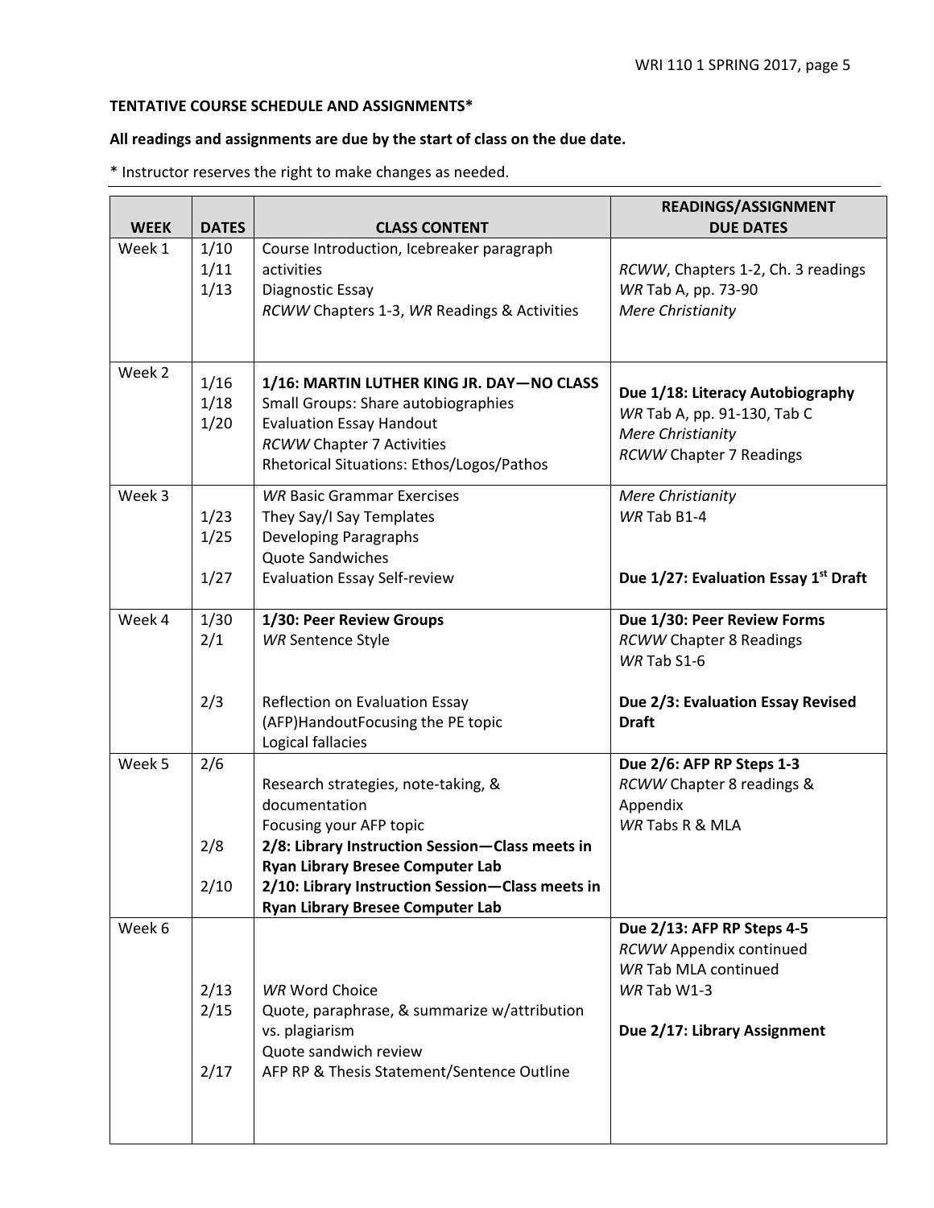**TENTATIVE COURSE SCHEDULE AND ASSIGNMENTS***

**All readings and assignments are due by the start of class on the due date.**

* Instructor reserves the right to make changes as needed.

| WEEK | DATES | CLASS CONTENT | READINGS/ASSIGNMENT DUE DATES |
|---|---|---|---|
| Week 1 | 1/10<br>1/11<br>1/13 | Course Introduction, Icebreaker paragraph activities<br>Diagnostic Essay<br>*RCWW* Chapters 1-3, *WR* Readings & Activities | *RCWW*, Chapters 1-2, Ch. 3 readings<br>*WR* Tab A, pp. 73-90<br>*Mere Christianity* |
| Week 2 | 1/16<br>1/18<br>1/20 | **1/16: MARTIN LUTHER KING JR. DAY—NO CLASS**<br>Small Groups: Share autobiographies<br>Evaluation Essay Handout<br>*RCWW* Chapter 7 Activities<br>Rhetorical Situations: Ethos/Logos/Pathos | **Due 1/18: Literacy Autobiography**<br>*WR* Tab A, pp. 91-130, Tab C<br>*Mere Christianity*<br>*RCWW* Chapter 7 Readings |
| Week 3 | 1/23<br>1/25<br>1/27 | *WR* Basic Grammar Exercises<br>They Say/I Say Templates<br>Developing Paragraphs<br>Quote Sandwiches<br>Evaluation Essay Self-review | *Mere Christianity*<br>*WR* Tab B1-4<br>**Due 1/27: Evaluation Essay 1st Draft** |
| Week 4 | 1/30<br>2/1<br>2/3 | **1/30: Peer Review Groups**<br>*WR* Sentence Style<br>Reflection on Evaluation Essay<br>(AFP)HandoutFocusing the PE topic<br>Logical fallacies | **Due 1/30: Peer Review Forms**<br>*RCWW* Chapter 8 Readings<br>*WR* Tab S1-6<br>**Due 2/3: Evaluation Essay Revised Draft** |
| Week 5 | 2/6<br>2/8<br>2/10 | Research strategies, note-taking, & documentation<br>Focusing your AFP topic<br>**2/8: Library Instruction Session—Class meets in Ryan Library Bresee Computer Lab**<br>**2/10: Library Instruction Session—Class meets in Ryan Library Bresee Computer Lab** | **Due 2/6: AFP RP Steps 1-3**<br>*RCWW* Chapter 8 readings & Appendix<br>*WR* Tabs R & MLA |
| Week 6 | 2/13<br>2/15<br>2/17 | *WR* Word Choice<br>Quote, paraphrase, & summarize w/attribution vs. plagiarism<br>Quote sandwich review<br>AFP RP & Thesis Statement/Sentence Outline | **Due 2/13: AFP RP Steps 4-5**<br>*RCWW* Appendix continued<br>*WR* Tab MLA continued<br>*WR* Tab W1-3<br>**Due 2/17: Library Assignment** |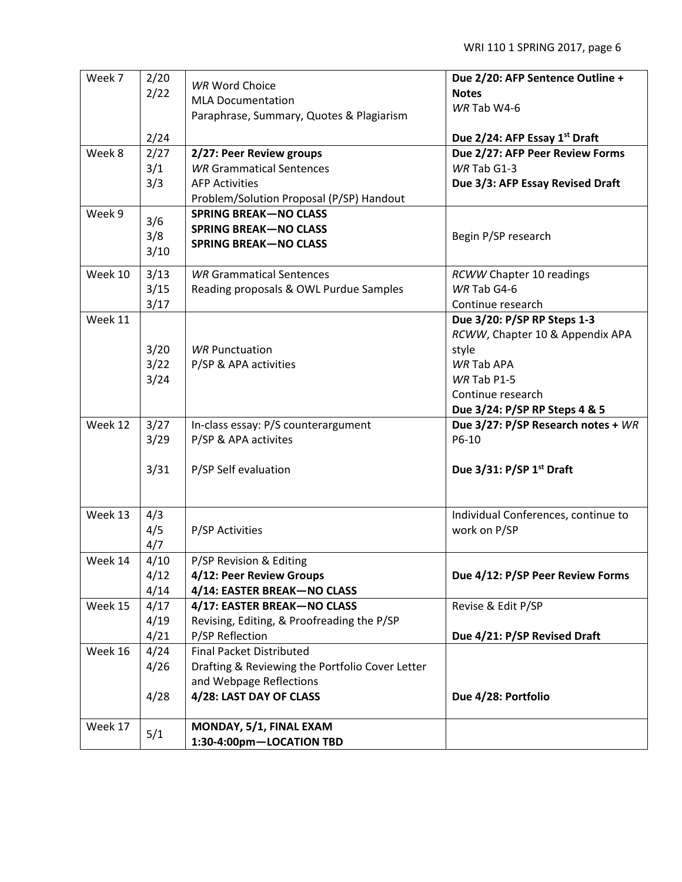| | | | |
|---|---|---|---|
| Week 7 | 2/20<br>2/22<br><br>2/24 | *WR* Word Choice<br>MLA Documentation<br>Paraphrase, Summary, Quotes & Plagiarism | **Due 2/20: AFP Sentence Outline + Notes**<br>*WR* Tab W4-6<br><br>**Due 2/24: AFP Essay 1st Draft** |
| Week 8 | 2/27<br>3/1<br>3/3 | **2/27: Peer Review groups**<br>*WR* Grammatical Sentences<br>AFP Activities<br>Problem/Solution Proposal (P/SP) Handout | **Due 2/27: AFP Peer Review Forms**<br>*WR* Tab G1-3<br>**Due 3/3: AFP Essay Revised Draft** |
| Week 9 | 3/6<br>3/8<br>3/10 | **SPRING BREAK—NO CLASS**<br>**SPRING BREAK—NO CLASS**<br>**SPRING BREAK—NO CLASS** | Begin P/SP research |
| Week 10 | 3/13<br>3/15<br>3/17 | *WR* Grammatical Sentences<br>Reading proposals & OWL Purdue Samples | *RCWW* Chapter 10 readings<br>*WR* Tab G4-6<br>Continue research |
| Week 11 | 3/20<br>3/22<br>3/24 | *WR* Punctuation<br>P/SP & APA activities | **Due 3/20: P/SP RP Steps 1-3**<br>*RCWW*, Chapter 10 & Appendix APA style<br>*WR* Tab APA<br>*WR* Tab P1-5<br>Continue research<br>**Due 3/24: P/SP RP Steps 4 & 5** |
| Week 12 | 3/27<br>3/29<br><br>3/31 | In-class essay: P/S counterargument<br>P/SP & APA activites<br><br>P/SP Self evaluation | **Due 3/27: P/SP Research notes + *WR* P6-10**<br><br>**Due 3/31: P/SP 1st Draft** |
| Week 13 | 4/3<br>4/5<br>4/7 | P/SP Activities | Individual Conferences, continue to work on P/SP |
| Week 14 | 4/10<br>4/12<br>4/14 | P/SP Revision & Editing<br>**4/12: Peer Review Groups**<br>**4/14: EASTER BREAK—NO CLASS** | **Due 4/12: P/SP Peer Review Forms** |
| Week 15 | 4/17<br>4/19<br>4/21 | **4/17: EASTER BREAK—NO CLASS**<br>Revising, Editing, & Proofreading the P/SP<br>P/SP Reflection | Revise & Edit P/SP<br><br>**Due 4/21: P/SP Revised Draft** |
| Week 16 | 4/24<br>4/26<br><br>4/28 | Final Packet Distributed<br>Drafting & Reviewing the Portfolio Cover Letter and Webpage Reflections<br>**4/28: LAST DAY OF CLASS** | <br><br><br>**Due 4/28: Portfolio** |
| Week 17 | 5/1 | **MONDAY, 5/1, FINAL EXAM**<br>**1:30-4:00pm—LOCATION TBD** | |